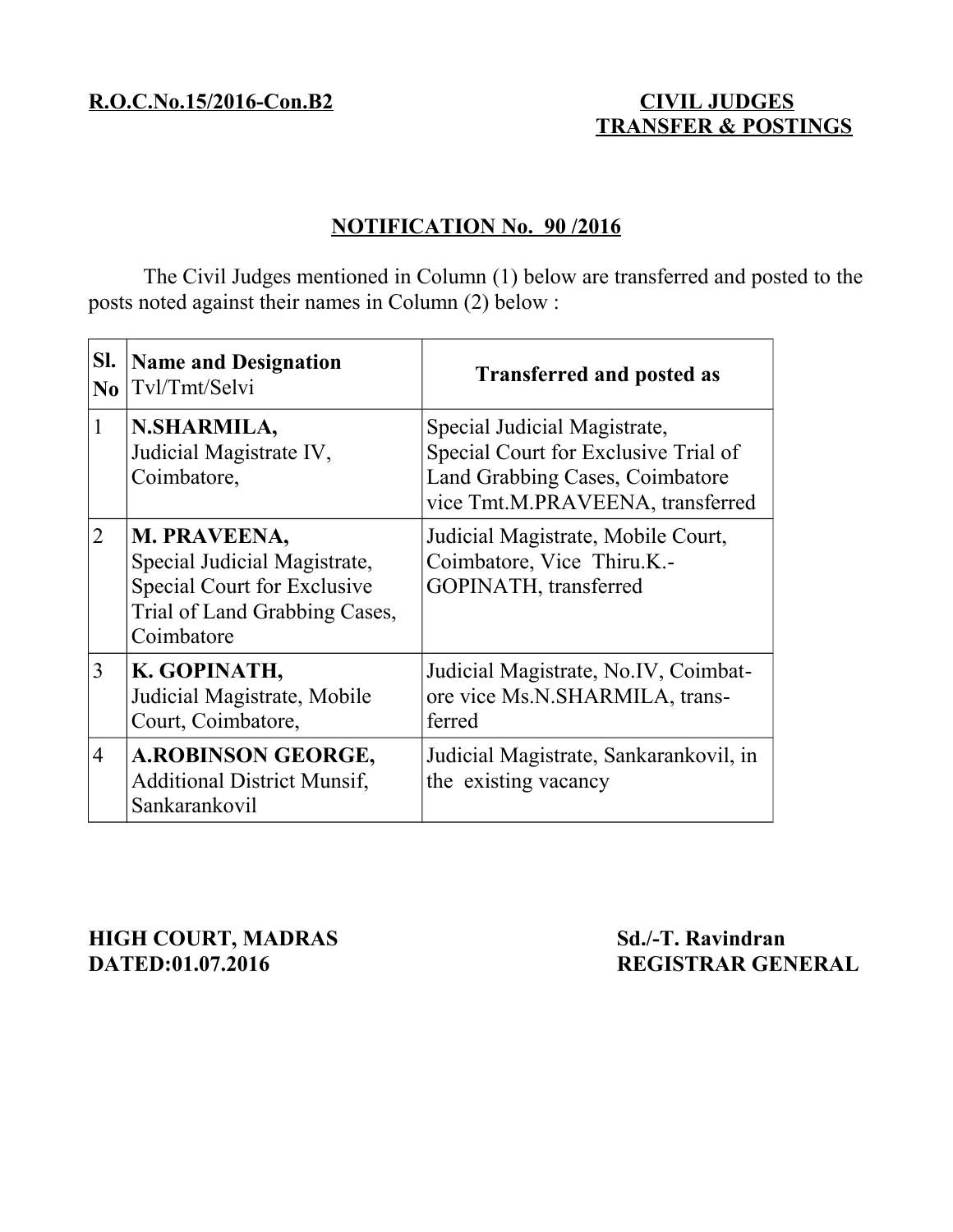**R.O.C.No.15/2016-Con.B2**

**CIVIL JUDGES TRANSFER & POSTINGS**

## NOTIFICATION No. 90 /2016

The Civil Judges mentioned in Column (1) below are transferred and posted to the posts noted against their names in Column (2) below :

| Sl. No | Name and Designation Tvl/Tmt/Selvi | Transferred and posted as |
|---|---|---|
| 1 | **N.SHARMILA,** Judicial Magistrate IV, Coimbatore, | Special Judicial Magistrate, Special Court for Exclusive Trial of Land Grabbing Cases, Coimbatore vice Tmt.M.PRAVEENA, transferred |
| 2 | **M. PRAVEENA,** Special Judicial Magistrate, Special Court for Exclusive Trial of Land Grabbing Cases, Coimbatore | Judicial Magistrate, Mobile Court, Coimbatore, Vice Thiru.K.-GOPINATH, transferred |
| 3 | **K. GOPINATH,** Judicial Magistrate, Mobile Court, Coimbatore, | Judicial Magistrate, No.IV, Coimbatore vice Ms.N.SHARMILA, transferred |
| 4 | **A.ROBINSON GEORGE,** Additional District Munsif, Sankarankovil | Judicial Magistrate, Sankarankovil, in the existing vacancy |

**HIGH COURT, MADRAS**
**DATED:01.07.2016**

**Sd./-T. Ravindran**
**REGISTRAR GENERAL**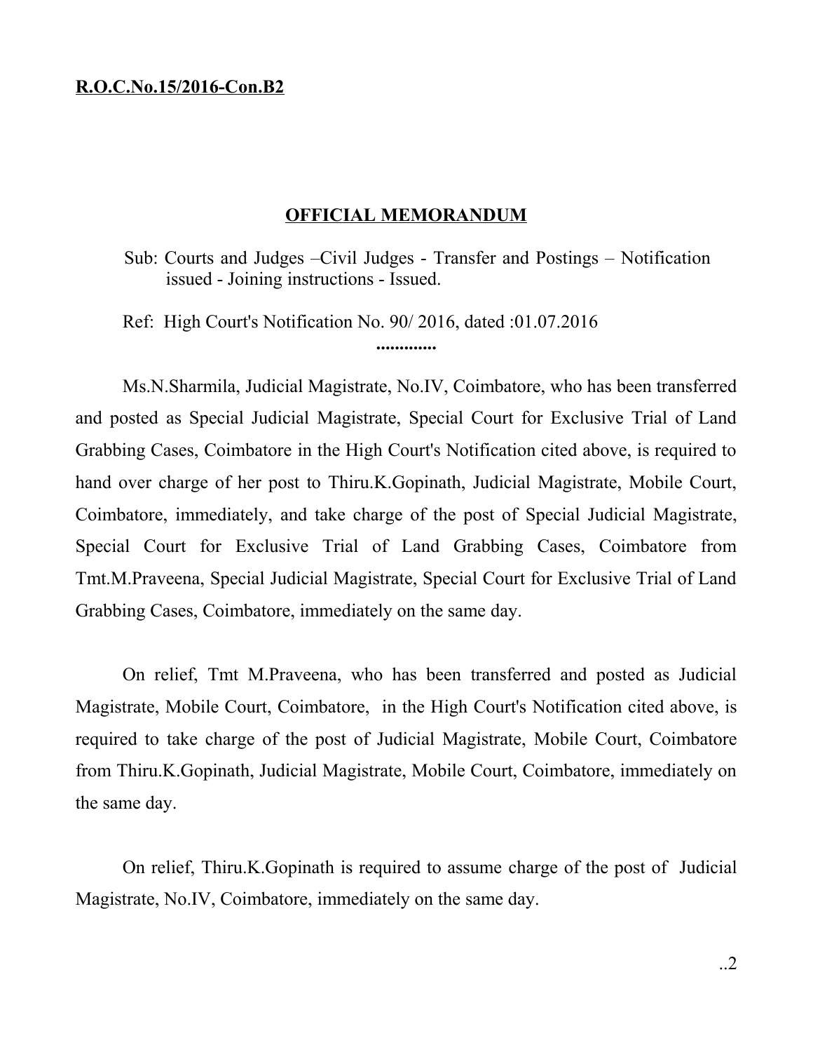**R.O.C.No.15/2016-Con.B2**

**OFFICIAL MEMORANDUM**

Sub: Courts and Judges –Civil Judges - Transfer and Postings – Notification issued - Joining instructions - Issued.

Ref: High Court's Notification No. 90/ 2016, dated :01.07.2016

.............

Ms.N.Sharmila, Judicial Magistrate, No.IV, Coimbatore, who has been transferred and posted as Special Judicial Magistrate, Special Court for Exclusive Trial of Land Grabbing Cases, Coimbatore in the High Court's Notification cited above, is required to hand over charge of her post to Thiru.K.Gopinath, Judicial Magistrate, Mobile Court, Coimbatore, immediately, and take charge of the post of Special Judicial Magistrate, Special Court for Exclusive Trial of Land Grabbing Cases, Coimbatore from Tmt.M.Praveena, Special Judicial Magistrate, Special Court for Exclusive Trial of Land Grabbing Cases, Coimbatore, immediately on the same day.

On relief, Tmt M.Praveena, who has been transferred and posted as Judicial Magistrate, Mobile Court, Coimbatore, in the High Court's Notification cited above, is required to take charge of the post of Judicial Magistrate, Mobile Court, Coimbatore from Thiru.K.Gopinath, Judicial Magistrate, Mobile Court, Coimbatore, immediately on the same day.

On relief, Thiru.K.Gopinath is required to assume charge of the post of Judicial Magistrate, No.IV, Coimbatore, immediately on the same day.

..2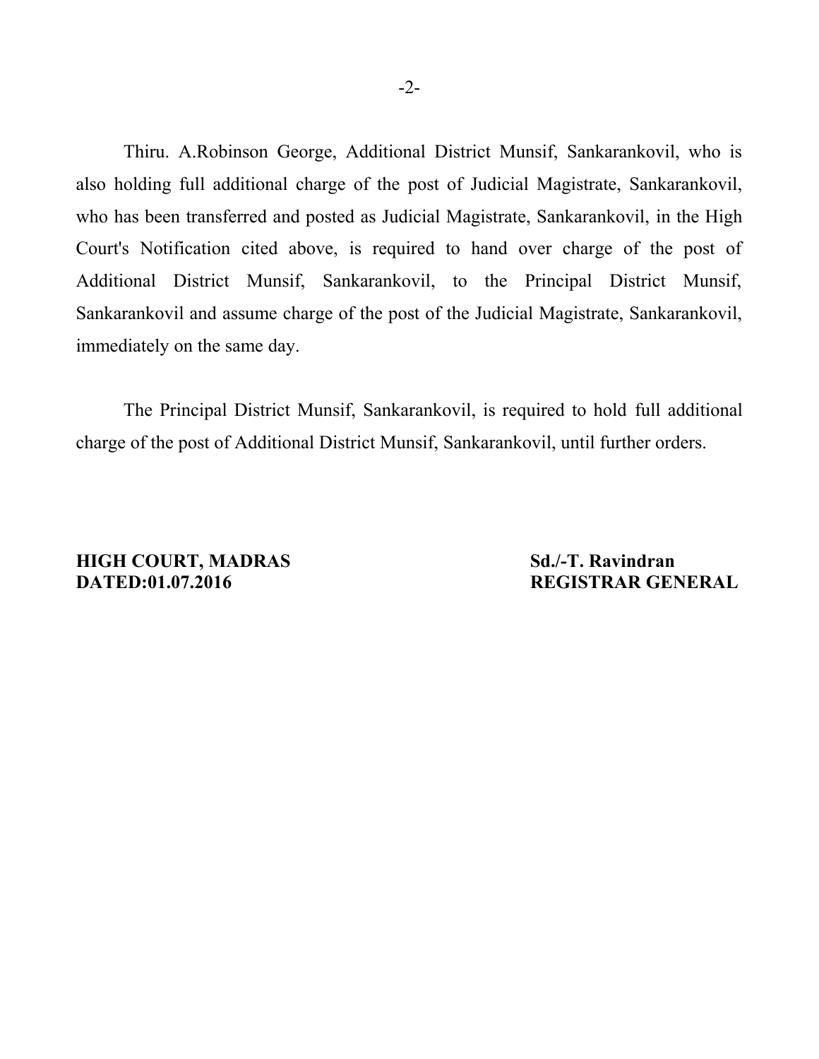Thiru. A.Robinson George, Additional District Munsif, Sankarankovil, who is also holding full additional charge of the post of Judicial Magistrate, Sankarankovil, who has been transferred and posted as Judicial Magistrate, Sankarankovil, in the High Court's Notification cited above, is required to hand over charge of the post of Additional District Munsif, Sankarankovil, to the Principal District Munsif, Sankarankovil and assume charge of the post of the Judicial Magistrate, Sankarankovil, immediately on the same day.

The Principal District Munsif, Sankarankovil, is required to hold full additional charge of the post of Additional District Munsif, Sankarankovil, until further orders.

**HIGH COURT, MADRAS**
**DATED:01.07.2016**

**Sd./-T. Ravindran**
**REGISTRAR GENERAL**